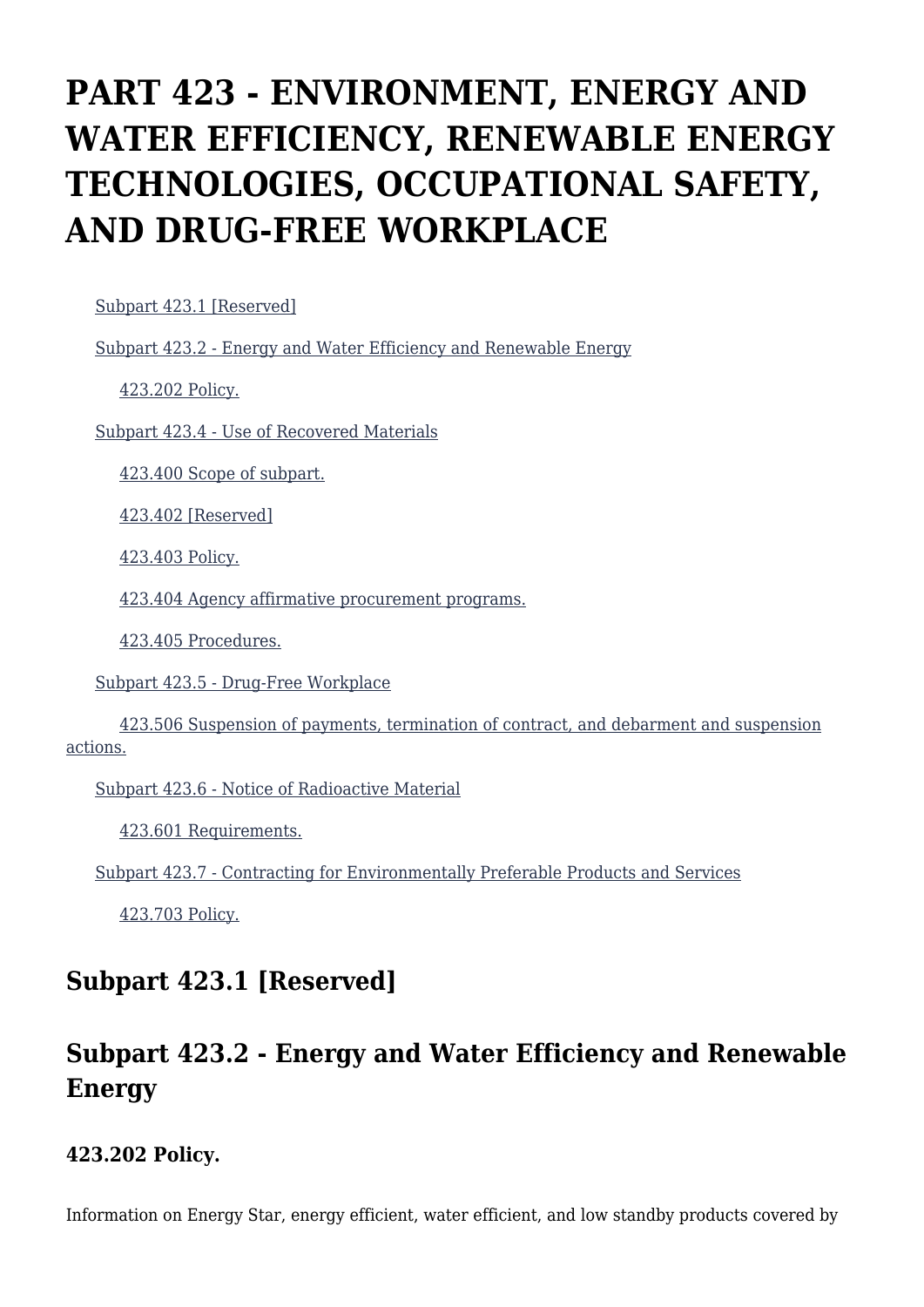# PART 423 - ENVIRONMENT, ENERGY AND WATER EFFICIENCY, RENEWABLE ENERGY TECHNOLOGIES, OCCUPATIONAL SAFETY, AND DRUG-FREE WORKPLACE

Subpart 423.1 [Reserved]

Subpart 423.2 - Energy and Water Efficiency and Renewable Energy

423.202 Policy.

Subpart 423.4 - Use of Recovered Materials

423.400 Scope of subpart.

423.402 [Reserved]

423.403 Policy.

423.404 Agency affirmative procurement programs.

423.405 Procedures.

Subpart 423.5 - Drug-Free Workplace

423.506 Suspension of payments, termination of contract, and debarment and suspension actions.

Subpart 423.6 - Notice of Radioactive Material

423.601 Requirements.

Subpart 423.7 - Contracting for Environmentally Preferable Products and Services

423.703 Policy.

## Subpart 423.1 [Reserved]

## Subpart 423.2 - Energy and Water Efficiency and Renewable Energy

### 423.202 Policy.

Information on Energy Star, energy efficient, water efficient, and low standby products covered by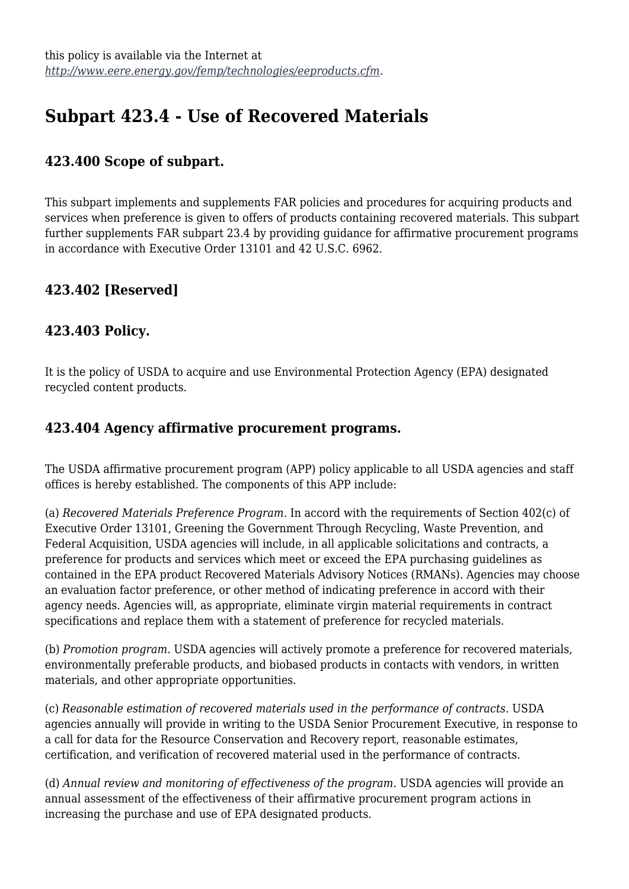this policy is available via the Internet at *http://www.eere.energy.gov/femp/technologies/eeproducts.cfm*.

## Subpart 423.4 - Use of Recovered Materials

### 423.400 Scope of subpart.

This subpart implements and supplements FAR policies and procedures for acquiring products and services when preference is given to offers of products containing recovered materials. This subpart further supplements FAR subpart 23.4 by providing guidance for affirmative procurement programs in accordance with Executive Order 13101 and 42 U.S.C. 6962.

### 423.402 [Reserved]

### 423.403 Policy.

It is the policy of USDA to acquire and use Environmental Protection Agency (EPA) designated recycled content products.

### 423.404 Agency affirmative procurement programs.

The USDA affirmative procurement program (APP) policy applicable to all USDA agencies and staff offices is hereby established. The components of this APP include:

(a) *Recovered Materials Preference Program.* In accord with the requirements of Section 402(c) of Executive Order 13101, Greening the Government Through Recycling, Waste Prevention, and Federal Acquisition, USDA agencies will include, in all applicable solicitations and contracts, a preference for products and services which meet or exceed the EPA purchasing guidelines as contained in the EPA product Recovered Materials Advisory Notices (RMANs). Agencies may choose an evaluation factor preference, or other method of indicating preference in accord with their agency needs. Agencies will, as appropriate, eliminate virgin material requirements in contract specifications and replace them with a statement of preference for recycled materials.

(b) *Promotion program.* USDA agencies will actively promote a preference for recovered materials, environmentally preferable products, and biobased products in contacts with vendors, in written materials, and other appropriate opportunities.

(c) *Reasonable estimation of recovered materials used in the performance of contracts.* USDA agencies annually will provide in writing to the USDA Senior Procurement Executive, in response to a call for data for the Resource Conservation and Recovery report, reasonable estimates, certification, and verification of recovered material used in the performance of contracts.

(d) *Annual review and monitoring of effectiveness of the program.* USDA agencies will provide an annual assessment of the effectiveness of their affirmative procurement program actions in increasing the purchase and use of EPA designated products.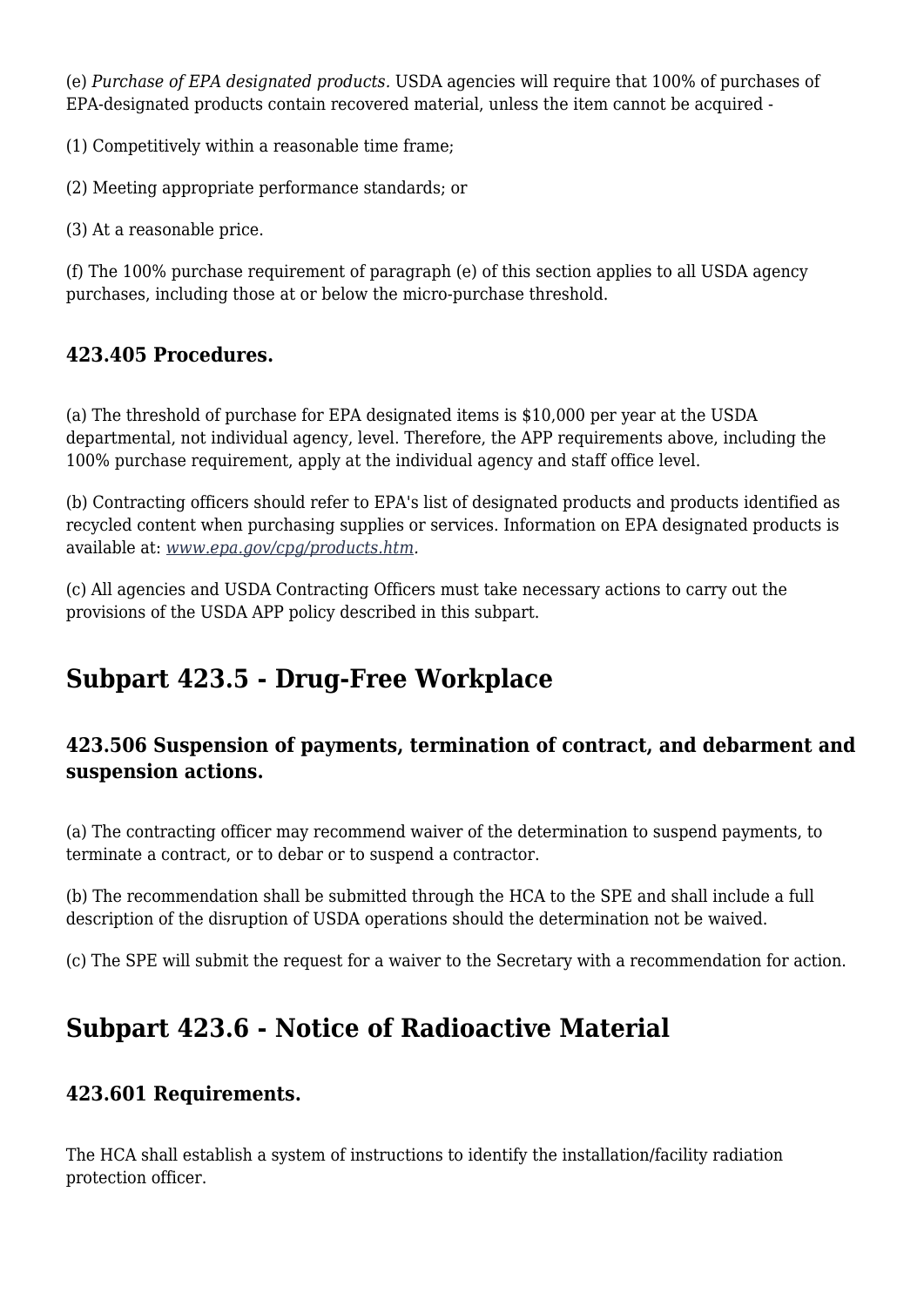(e) *Purchase of EPA designated products.* USDA agencies will require that 100% of purchases of EPA-designated products contain recovered material, unless the item cannot be acquired -

(1) Competitively within a reasonable time frame;

(2) Meeting appropriate performance standards; or

(3) At a reasonable price.

(f) The 100% purchase requirement of paragraph (e) of this section applies to all USDA agency purchases, including those at or below the micro-purchase threshold.

### 423.405 Procedures.

(a) The threshold of purchase for EPA designated items is $10,000 per year at the USDA departmental, not individual agency, level. Therefore, the APP requirements above, including the 100% purchase requirement, apply at the individual agency and staff office level.

(b) Contracting officers should refer to EPA's list of designated products and products identified as recycled content when purchasing supplies or services. Information on EPA designated products is available at: *www.epa.gov/cpg/products.htm.*

(c) All agencies and USDA Contracting Officers must take necessary actions to carry out the provisions of the USDA APP policy described in this subpart.

## Subpart 423.5 - Drug-Free Workplace

### 423.506 Suspension of payments, termination of contract, and debarment and suspension actions.

(a) The contracting officer may recommend waiver of the determination to suspend payments, to terminate a contract, or to debar or to suspend a contractor.

(b) The recommendation shall be submitted through the HCA to the SPE and shall include a full description of the disruption of USDA operations should the determination not be waived.

(c) The SPE will submit the request for a waiver to the Secretary with a recommendation for action.

## Subpart 423.6 - Notice of Radioactive Material

### 423.601 Requirements.

The HCA shall establish a system of instructions to identify the installation/facility radiation protection officer.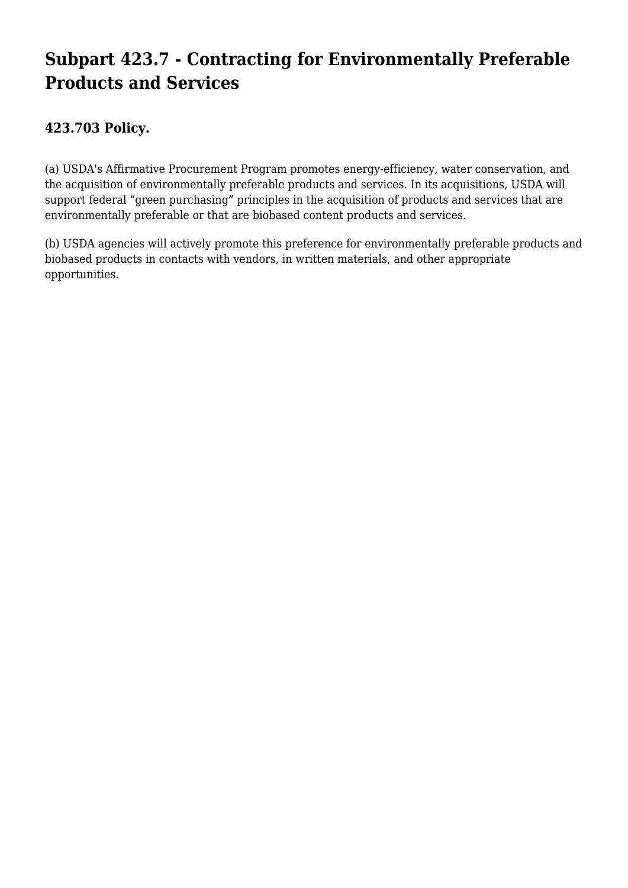## Subpart 423.7 - Contracting for Environmentally Preferable Products and Services

### 423.703 Policy.

(a) USDA's Affirmative Procurement Program promotes energy-efficiency, water conservation, and the acquisition of environmentally preferable products and services. In its acquisitions, USDA will support federal “green purchasing” principles in the acquisition of products and services that are environmentally preferable or that are biobased content products and services.

(b) USDA agencies will actively promote this preference for environmentally preferable products and biobased products in contacts with vendors, in written materials, and other appropriate opportunities.